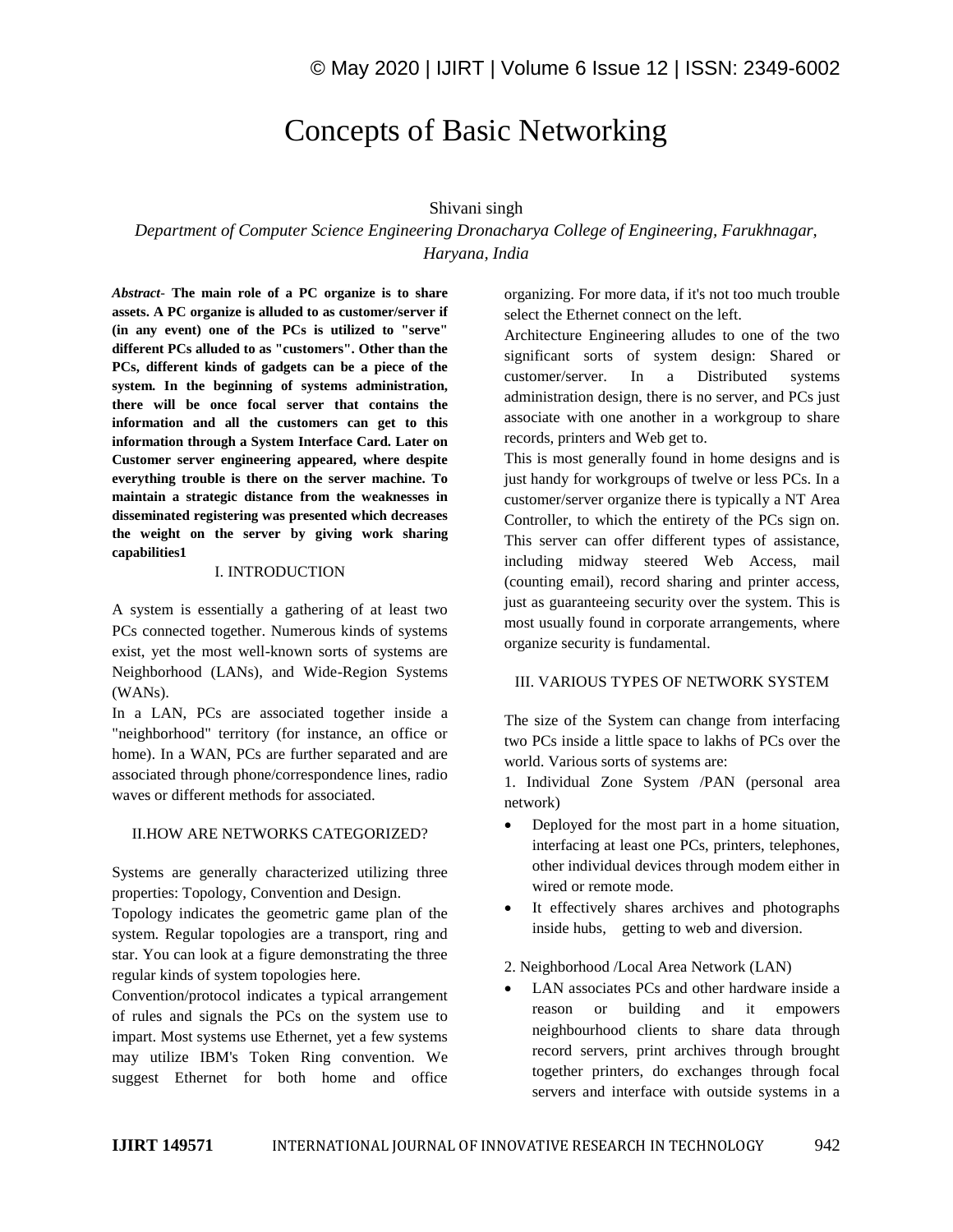# Concepts of Basic Networking

Shivani singh

*Department of Computer Science Engineering Dronacharya College of Engineering, Farukhnagar, Haryana, India*

***Abstract*- The main role of a PC organize is to share assets. A PC organize is alluded to as customer/server if (in any event) one of the PCs is utilized to "serve" different PCs alluded to as "customers". Other than the PCs, different kinds of gadgets can be a piece of the system. In the beginning of systems administration, there will be once focal server that contains the information and all the customers can get to this information through a System Interface Card. Later on Customer server engineering appeared, where despite everything trouble is there on the server machine. To maintain a strategic distance from the weaknesses in disseminated registering was presented which decreases the weight on the server by giving work sharing capabilities1**

## I. INTRODUCTION

A system is essentially a gathering of at least two PCs connected together. Numerous kinds of systems exist, yet the most well-known sorts of systems are Neighborhood (LANs), and Wide-Region Systems (WANs).

In a LAN, PCs are associated together inside a "neighborhood" territory (for instance, an office or home). In a WAN, PCs are further separated and are associated through phone/correspondence lines, radio waves or different methods for associated.

## II.HOW ARE NETWORKS CATEGORIZED?

Systems are generally characterized utilizing three properties: Topology, Convention and Design.

Topology indicates the geometric game plan of the system. Regular topologies are a transport, ring and star. You can look at a figure demonstrating the three regular kinds of system topologies here.

Convention/protocol indicates a typical arrangement of rules and signals the PCs on the system use to impart. Most systems use Ethernet, yet a few systems may utilize IBM's Token Ring convention. We suggest Ethernet for both home and office organizing. For more data, if it's not too much trouble select the Ethernet connect on the left.

Architecture Engineering alludes to one of the two significant sorts of system design: Shared or customer/server. In a Distributed systems administration design, there is no server, and PCs just associate with one another in a workgroup to share records, printers and Web get to.

This is most generally found in home designs and is just handy for workgroups of twelve or less PCs. In a customer/server organize there is typically a NT Area Controller, to which the entirety of the PCs sign on. This server can offer different types of assistance, including midway steered Web Access, mail (counting email), record sharing and printer access, just as guaranteeing security over the system. This is most usually found in corporate arrangements, where organize security is fundamental.

## III. VARIOUS TYPES OF NETWORK SYSTEM

The size of the System can change from interfacing two PCs inside a little space to lakhs of PCs over the world. Various sorts of systems are:

1. Individual Zone System /PAN (personal area network)

- Deployed for the most part in a home situation, interfacing at least one PCs, printers, telephones, other individual devices through modem either in wired or remote mode.
- It effectively shares archives and photographs inside hubs, getting to web and diversion.

2. Neighborhood /Local Area Network (LAN)

- LAN associates PCs and other hardware inside a reason or building and it empowers neighbourhood clients to share data through record servers, print archives through brought together printers, do exchanges through focal servers and interface with outside systems in a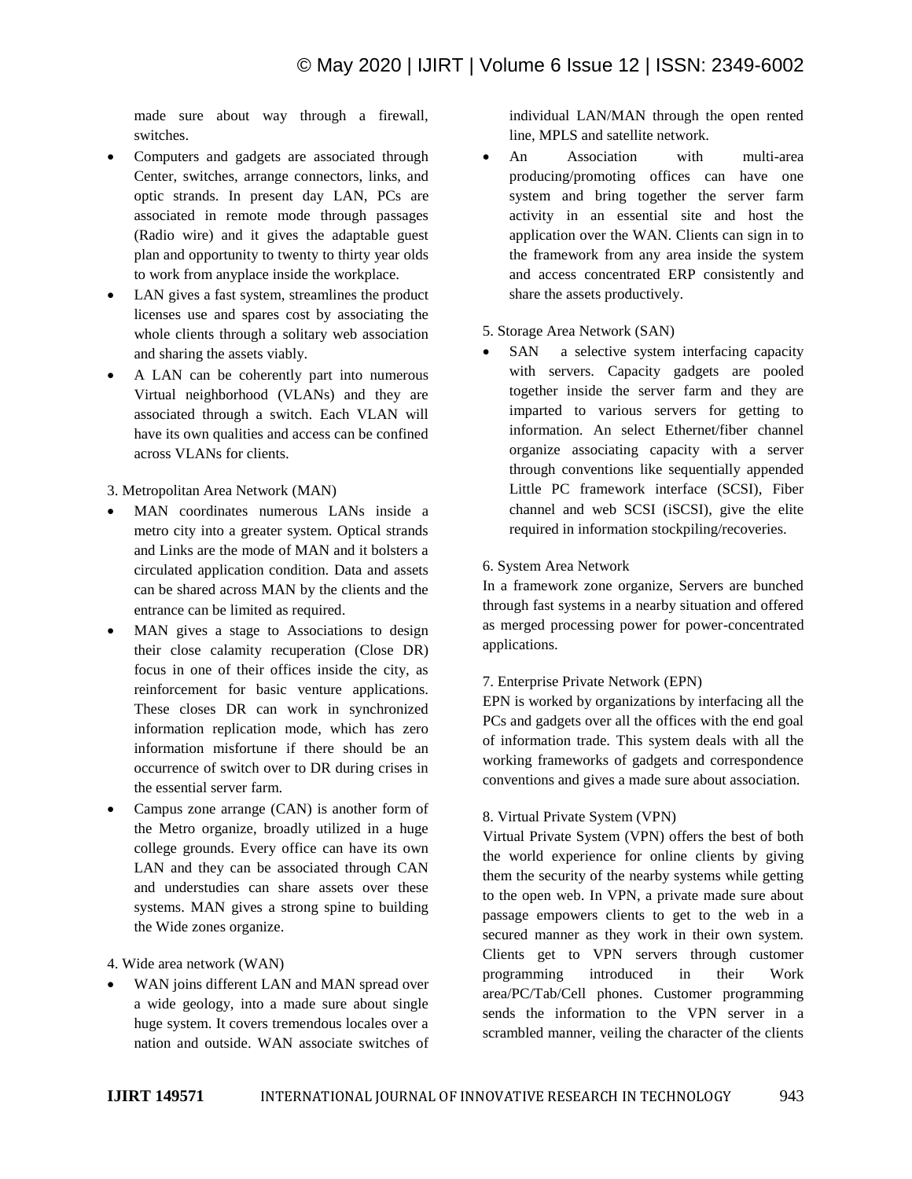made sure about way through a firewall, switches.

- Computers and gadgets are associated through Center, switches, arrange connectors, links, and optic strands. In present day LAN, PCs are associated in remote mode through passages (Radio wire) and it gives the adaptable guest plan and opportunity to twenty to thirty year olds to work from anyplace inside the workplace.
- LAN gives a fast system, streamlines the product licenses use and spares cost by associating the whole clients through a solitary web association and sharing the assets viably.
- A LAN can be coherently part into numerous Virtual neighborhood (VLANs) and they are associated through a switch. Each VLAN will have its own qualities and access can be confined across VLANs for clients.

3. Metropolitan Area Network (MAN)

- MAN coordinates numerous LANs inside a metro city into a greater system. Optical strands and Links are the mode of MAN and it bolsters a circulated application condition. Data and assets can be shared across MAN by the clients and the entrance can be limited as required.
- MAN gives a stage to Associations to design their close calamity recuperation (Close DR) focus in one of their offices inside the city, as reinforcement for basic venture applications. These closes DR can work in synchronized information replication mode, which has zero information misfortune if there should be an occurrence of switch over to DR during crises in the essential server farm.
- Campus zone arrange (CAN) is another form of the Metro organize, broadly utilized in a huge college grounds. Every office can have its own LAN and they can be associated through CAN and understudies can share assets over these systems. MAN gives a strong spine to building the Wide zones organize.

4. Wide area network (WAN)

- WAN joins different LAN and MAN spread over a wide geology, into a made sure about single huge system. It covers tremendous locales over a nation and outside. WAN associate switches of individual LAN/MAN through the open rented line, MPLS and satellite network.
- An Association with multi-area producing/promoting offices can have one system and bring together the server farm activity in an essential site and host the application over the WAN. Clients can sign in to the framework from any area inside the system and access concentrated ERP consistently and share the assets productively.

5. Storage Area Network (SAN)

- SAN a selective system interfacing capacity with servers. Capacity gadgets are pooled together inside the server farm and they are imparted to various servers for getting to information. An select Ethernet/fiber channel organize associating capacity with a server through conventions like sequentially appended Little PC framework interface (SCSI), Fiber channel and web SCSI (iSCSI), give the elite required in information stockpiling/recoveries.

6. System Area Network

In a framework zone organize, Servers are bunched through fast systems in a nearby situation and offered as merged processing power for power-concentrated applications.

7. Enterprise Private Network (EPN)

EPN is worked by organizations by interfacing all the PCs and gadgets over all the offices with the end goal of information trade. This system deals with all the working frameworks of gadgets and correspondence conventions and gives a made sure about association.

8. Virtual Private System (VPN)

Virtual Private System (VPN) offers the best of both the world experience for online clients by giving them the security of the nearby systems while getting to the open web. In VPN, a private made sure about passage empowers clients to get to the web in a secured manner as they work in their own system. Clients get to VPN servers through customer programming introduced in their Work area/PC/Tab/Cell phones. Customer programming sends the information to the VPN server in a scrambled manner, veiling the character of the clients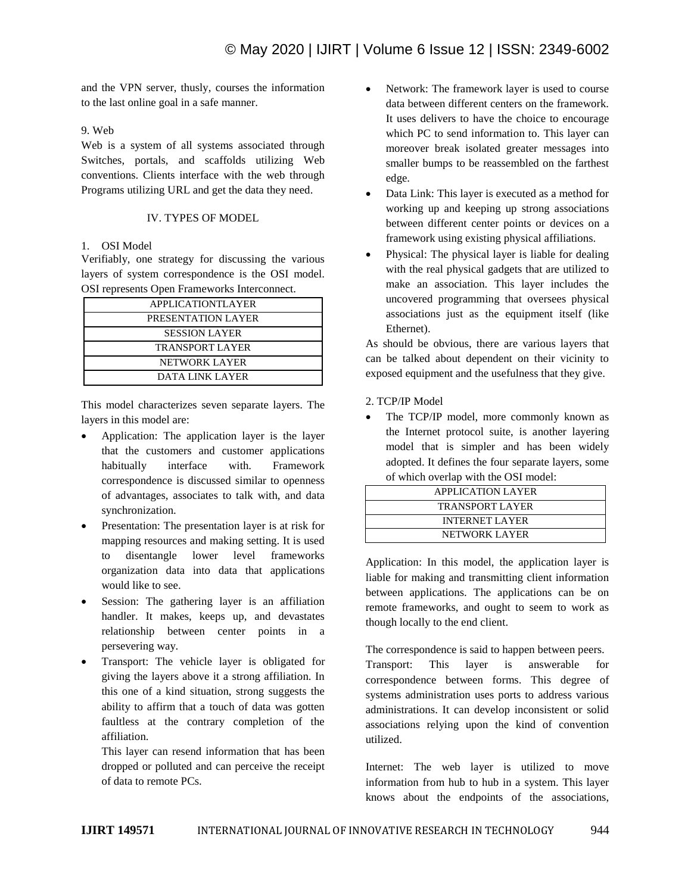and the VPN server, thusly, courses the information to the last online goal in a safe manner.

9. Web

Web is a system of all systems associated through Switches, portals, and scaffolds utilizing Web conventions. Clients interface with the web through Programs utilizing URL and get the data they need.

## IV. TYPES OF MODEL

1. OSI Model

Verifiably, one strategy for discussing the various layers of system correspondence is the OSI model. OSI represents Open Frameworks Interconnect.

| APPLICATIONTLAYER |
|---|
| PRESENTATION LAYER |
| SESSION LAYER |
| TRANSPORT LAYER |
| NETWORK LAYER |
| DATA LINK LAYER |

This model characterizes seven separate layers. The layers in this model are:

- Application: The application layer is the layer that the customers and customer applications habitually interface with. Framework correspondence is discussed similar to openness of advantages, associates to talk with, and data synchronization.
- Presentation: The presentation layer is at risk for mapping resources and making setting. It is used to disentangle lower level frameworks organization data into data that applications would like to see.
- Session: The gathering layer is an affiliation handler. It makes, keeps up, and devastates relationship between center points in a persevering way.
- Transport: The vehicle layer is obligated for giving the layers above it a strong affiliation. In this one of a kind situation, strong suggests the ability to affirm that a touch of data was gotten faultless at the contrary completion of the affiliation.

  This layer can resend information that has been dropped or polluted and can perceive the receipt of data to remote PCs.
- Network: The framework layer is used to course data between different centers on the framework. It uses delivers to have the choice to encourage which PC to send information to. This layer can moreover break isolated greater messages into smaller bumps to be reassembled on the farthest edge.
- Data Link: This layer is executed as a method for working up and keeping up strong associations between different center points or devices on a framework using existing physical affiliations.
- Physical: The physical layer is liable for dealing with the real physical gadgets that are utilized to make an association. This layer includes the uncovered programming that oversees physical associations just as the equipment itself (like Ethernet).

As should be obvious, there are various layers that can be talked about dependent on their vicinity to exposed equipment and the usefulness that they give.

2. TCP/IP Model

- The TCP/IP model, more commonly known as the Internet protocol suite, is another layering model that is simpler and has been widely adopted. It defines the four separate layers, some of which overlap with the OSI model:

| APPLICATION LAYER |
|---|
| TRANSPORT LAYER |
| INTERNET LAYER |
| NETWORK LAYER |

Application: In this model, the application layer is liable for making and transmitting client information between applications. The applications can be on remote frameworks, and ought to seem to work as though locally to the end client.

The correspondence is said to happen between peers.

Transport: This layer is answerable for correspondence between forms. This degree of systems administration uses ports to address various administrations. It can develop inconsistent or solid associations relying upon the kind of convention utilized.

Internet: The web layer is utilized to move information from hub to hub in a system. This layer knows about the endpoints of the associations,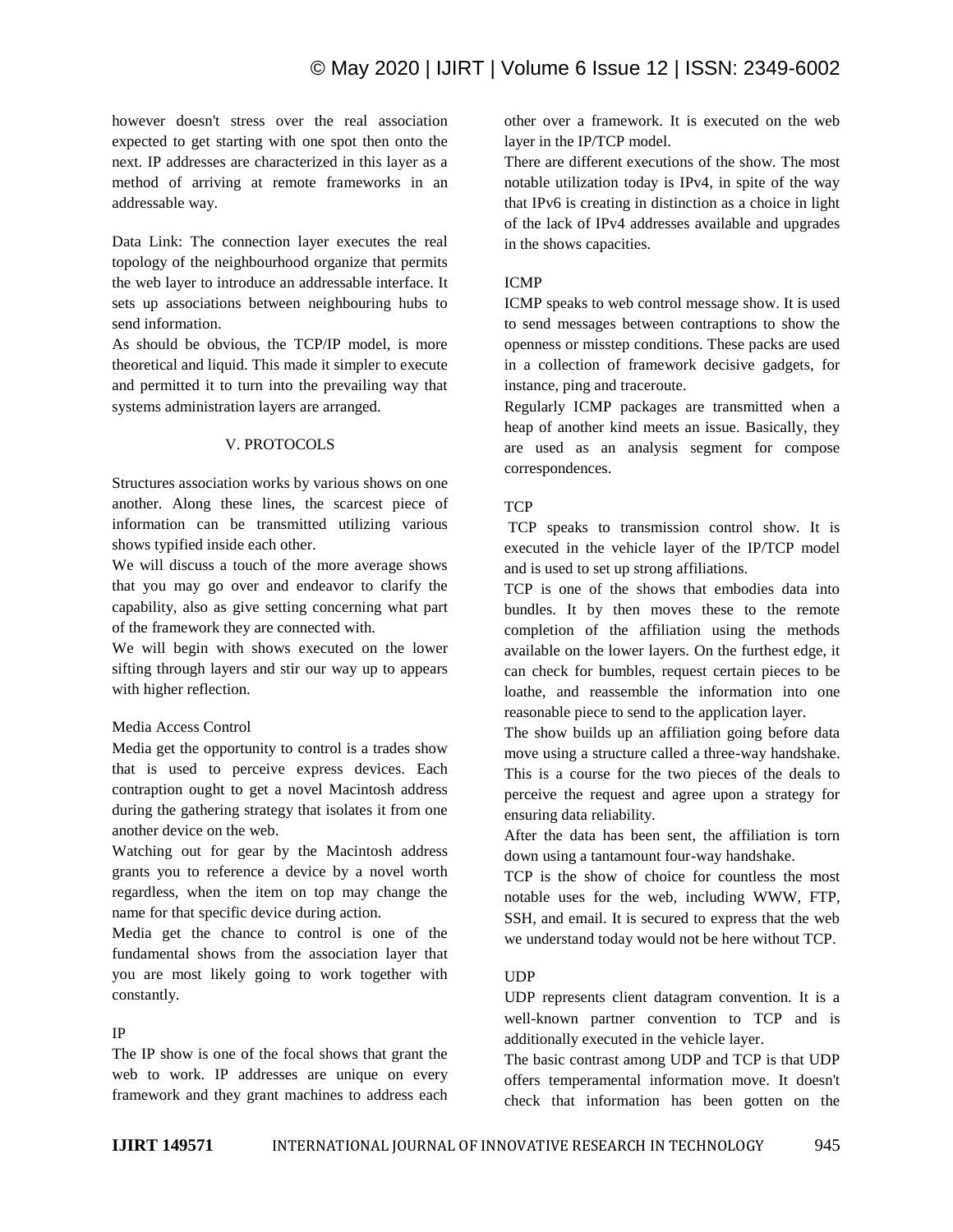however doesn't stress over the real association expected to get starting with one spot then onto the next. IP addresses are characterized in this layer as a method of arriving at remote frameworks in an addressable way.

Data Link: The connection layer executes the real topology of the neighbourhood organize that permits the web layer to introduce an addressable interface. It sets up associations between neighbouring hubs to send information.

As should be obvious, the TCP/IP model, is more theoretical and liquid. This made it simpler to execute and permitted it to turn into the prevailing way that systems administration layers are arranged.

## V. PROTOCOLS

Structures association works by various shows on one another. Along these lines, the scarcest piece of information can be transmitted utilizing various shows typified inside each other.

We will discuss a touch of the more average shows that you may go over and endeavor to clarify the capability, also as give setting concerning what part of the framework they are connected with.

We will begin with shows executed on the lower sifting through layers and stir our way up to appears with higher reflection.

### Media Access Control

Media get the opportunity to control is a trades show that is used to perceive express devices. Each contraption ought to get a novel Macintosh address during the gathering strategy that isolates it from one another device on the web.

Watching out for gear by the Macintosh address grants you to reference a device by a novel worth regardless, when the item on top may change the name for that specific device during action.

Media get the chance to control is one of the fundamental shows from the association layer that you are most likely going to work together with constantly.

### IP

The IP show is one of the focal shows that grant the web to work. IP addresses are unique on every framework and they grant machines to address each other over a framework. It is executed on the web layer in the IP/TCP model.

There are different executions of the show. The most notable utilization today is IPv4, in spite of the way that IPv6 is creating in distinction as a choice in light of the lack of IPv4 addresses available and upgrades in the shows capacities.

### ICMP

ICMP speaks to web control message show. It is used to send messages between contraptions to show the openness or misstep conditions. These packs are used in a collection of framework decisive gadgets, for instance, ping and traceroute.

Regularly ICMP packages are transmitted when a heap of another kind meets an issue. Basically, they are used as an analysis segment for compose correspondences.

### TCP

TCP speaks to transmission control show. It is executed in the vehicle layer of the IP/TCP model and is used to set up strong affiliations.

TCP is one of the shows that embodies data into bundles. It by then moves these to the remote completion of the affiliation using the methods available on the lower layers. On the furthest edge, it can check for bumbles, request certain pieces to be loathe, and reassemble the information into one reasonable piece to send to the application layer.

The show builds up an affiliation going before data move using a structure called a three-way handshake. This is a course for the two pieces of the deals to perceive the request and agree upon a strategy for ensuring data reliability.

After the data has been sent, the affiliation is torn down using a tantamount four-way handshake.

TCP is the show of choice for countless the most notable uses for the web, including WWW, FTP, SSH, and email. It is secured to express that the web we understand today would not be here without TCP.

### UDP

UDP represents client datagram convention. It is a well-known partner convention to TCP and is additionally executed in the vehicle layer.

The basic contrast among UDP and TCP is that UDP offers temperamental information move. It doesn't check that information has been gotten on the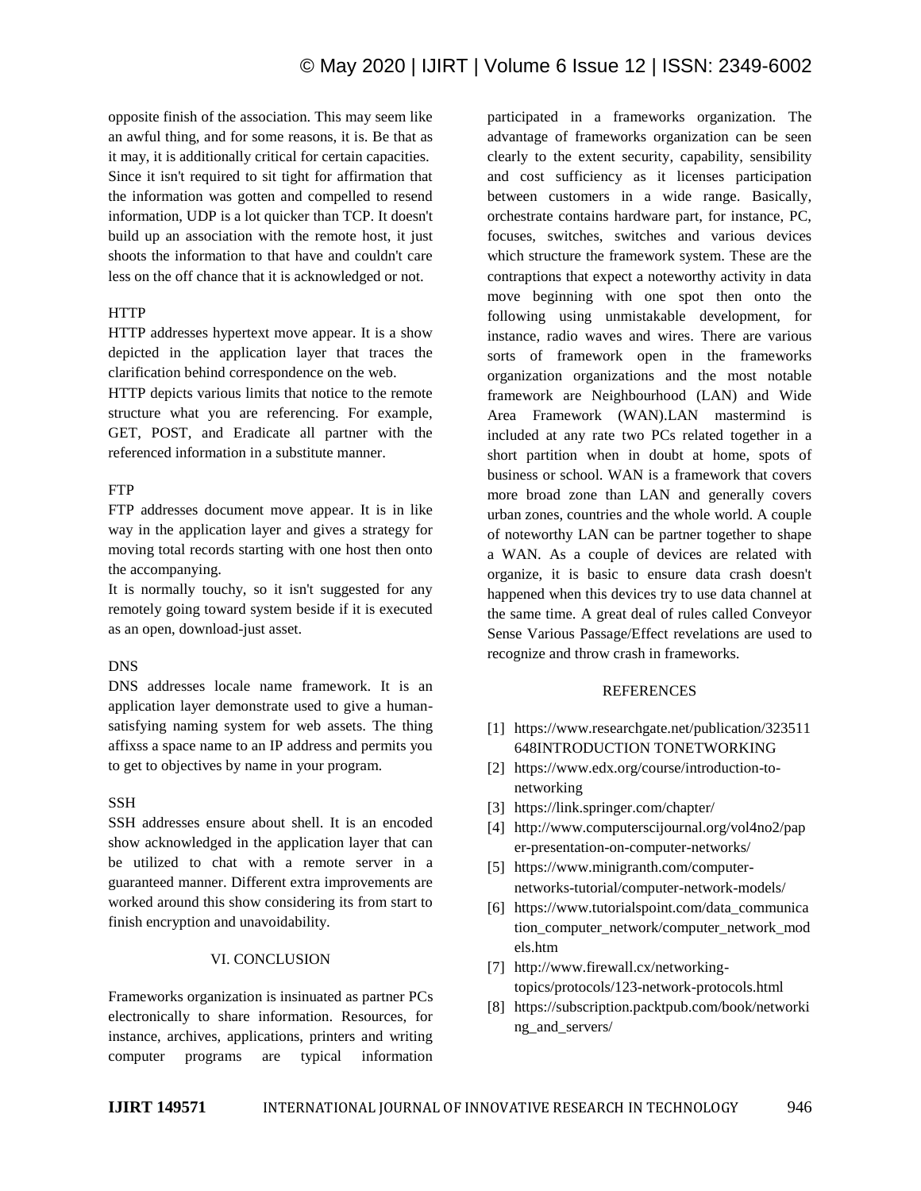opposite finish of the association. This may seem like an awful thing, and for some reasons, it is. Be that as it may, it is additionally critical for certain capacities. Since it isn't required to sit tight for affirmation that the information was gotten and compelled to resend information, UDP is a lot quicker than TCP. It doesn't build up an association with the remote host, it just shoots the information to that have and couldn't care less on the off chance that it is acknowledged or not.

HTTP

HTTP addresses hypertext move appear. It is a show depicted in the application layer that traces the clarification behind correspondence on the web.

HTTP depicts various limits that notice to the remote structure what you are referencing. For example, GET, POST, and Eradicate all partner with the referenced information in a substitute manner.

FTP

FTP addresses document move appear. It is in like way in the application layer and gives a strategy for moving total records starting with one host then onto the accompanying.

It is normally touchy, so it isn't suggested for any remotely going toward system beside if it is executed as an open, download-just asset.

DNS

DNS addresses locale name framework. It is an application layer demonstrate used to give a human-satisfying naming system for web assets. The thing affixss a space name to an IP address and permits you to get to objectives by name in your program.

SSH

SSH addresses ensure about shell. It is an encoded show acknowledged in the application layer that can be utilized to chat with a remote server in a guaranteed manner. Different extra improvements are worked around this show considering its from start to finish encryption and unavoidability.

## VI. CONCLUSION

Frameworks organization is insinuated as partner PCs electronically to share information. Resources, for instance, archives, applications, printers and writing computer programs are typical information participated in a frameworks organization. The advantage of frameworks organization can be seen clearly to the extent security, capability, sensibility and cost sufficiency as it licenses participation between customers in a wide range. Basically, orchestrate contains hardware part, for instance, PC, focuses, switches, switches and various devices which structure the framework system. These are the contraptions that expect a noteworthy activity in data move beginning with one spot then onto the following using unmistakable development, for instance, radio waves and wires. There are various sorts of framework open in the frameworks organization organizations and the most notable framework are Neighbourhood (LAN) and Wide Area Framework (WAN).LAN mastermind is included at any rate two PCs related together in a short partition when in doubt at home, spots of business or school. WAN is a framework that covers more broad zone than LAN and generally covers urban zones, countries and the whole world. A couple of noteworthy LAN can be partner together to shape a WAN. As a couple of devices are related with organize, it is basic to ensure data crash doesn't happened when this devices try to use data channel at the same time. A great deal of rules called Conveyor Sense Various Passage/Effect revelations are used to recognize and throw crash in frameworks.

## REFERENCES

[1] https://www.researchgate.net/publication/323511648INTRODUCTION TONETWORKING

[2] https://www.edx.org/course/introduction-to-networking

[3] https://link.springer.com/chapter/

[4] http://www.computerscijournal.org/vol4no2/paper-presentation-on-computer-networks/

[5] https://www.minigranth.com/computer-networks-tutorial/computer-network-models/

[6] https://www.tutorialspoint.com/data_communication_computer_network/computer_network_models.htm

[7] http://www.firewall.cx/networking-topics/protocols/123-network-protocols.html

[8] https://subscription.packtpub.com/book/networking_and_servers/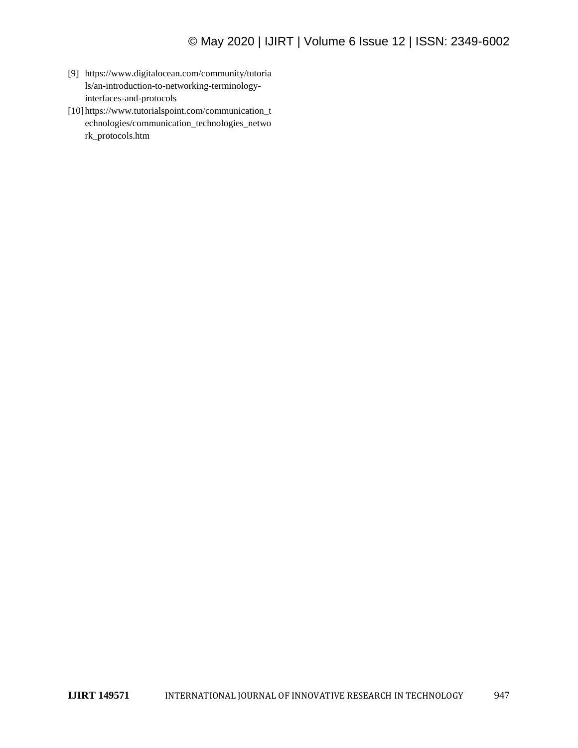[9] https://www.digitalocean.com/community/tutorials/an-introduction-to-networking-terminology-interfaces-and-protocols

[10] https://www.tutorialspoint.com/communication_technologies/communication_technologies_network_protocols.htm